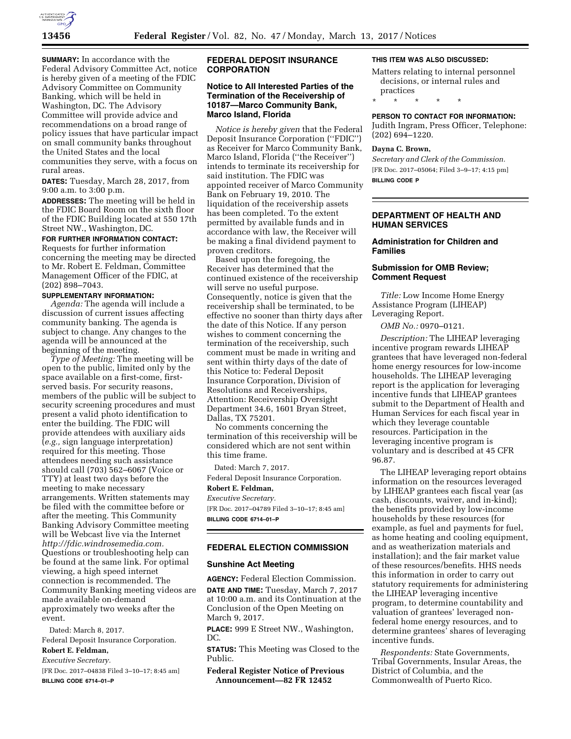**SUMMARY:** In accordance with the Federal Advisory Committee Act, notice is hereby given of a meeting of the FDIC Advisory Committee on Community Banking, which will be held in Washington, DC. The Advisory Committee will provide advice and recommendations on a broad range of policy issues that have particular impact on small community banks throughout the United States and the local communities they serve, with a focus on rural areas.

**DATES:** Tuesday, March 28, 2017, from 9:00 a.m. to 3:00 p.m.

**ADDRESSES:** The meeting will be held in the FDIC Board Room on the sixth floor of the FDIC Building located at 550 17th Street NW., Washington, DC.

**FOR FURTHER INFORMATION CONTACT:** Requests for further information concerning the meeting may be directed to Mr. Robert E. Feldman, Committee Management Officer of the FDIC, at (202) 898–7043.

**SUPPLEMENTARY INFORMATION:**

*Agenda:* The agenda will include a discussion of current issues affecting community banking. The agenda is subject to change. Any changes to the agenda will be announced at the beginning of the meeting.

*Type of Meeting:* The meeting will be open to the public, limited only by the space available on a first-come, first-served basis. For security reasons, members of the public will be subject to security screening procedures and must present a valid photo identification to enter the building. The FDIC will provide attendees with auxiliary aids (*e.g.,* sign language interpretation) required for this meeting. Those attendees needing such assistance should call (703) 562–6067 (Voice or TTY) at least two days before the meeting to make necessary arrangements. Written statements may be filed with the committee before or after the meeting. This Community Banking Advisory Committee meeting will be Webcast live via the Internet *http://fdic.windrosemedia.com.* Questions or troubleshooting help can be found at the same link. For optimal viewing, a high speed internet connection is recommended. The Community Banking meeting videos are made available on-demand approximately two weeks after the event.

Dated: March 8, 2017.

Federal Deposit Insurance Corporation.

**Robert E. Feldman,**

*Executive Secretary.*

[FR Doc. 2017–04838 Filed 3–10–17; 8:45 am]

**BILLING CODE 6714–01–P**

## FEDERAL DEPOSIT INSURANCE CORPORATION

### Notice to All Interested Parties of the Termination of the Receivership of 10187—Marco Community Bank, Marco Island, Florida

*Notice is hereby given* that the Federal Deposit Insurance Corporation (''FDIC'') as Receiver for Marco Community Bank, Marco Island, Florida (''the Receiver'') intends to terminate its receivership for said institution. The FDIC was appointed receiver of Marco Community Bank on February 19, 2010. The liquidation of the receivership assets has been completed. To the extent permitted by available funds and in accordance with law, the Receiver will be making a final dividend payment to proven creditors.

Based upon the foregoing, the Receiver has determined that the continued existence of the receivership will serve no useful purpose. Consequently, notice is given that the receivership shall be terminated, to be effective no sooner than thirty days after the date of this Notice. If any person wishes to comment concerning the termination of the receivership, such comment must be made in writing and sent within thirty days of the date of this Notice to: Federal Deposit Insurance Corporation, Division of Resolutions and Receiverships, Attention: Receivership Oversight Department 34.6, 1601 Bryan Street, Dallas, TX 75201.

No comments concerning the termination of this receivership will be considered which are not sent within this time frame.

Dated: March 7, 2017.

Federal Deposit Insurance Corporation.

**Robert E. Feldman,**

*Executive Secretary.*

[FR Doc. 2017–04789 Filed 3–10–17; 8:45 am]

**BILLING CODE 6714–01–P**

## FEDERAL ELECTION COMMISSION

### Sunshine Act Meeting

**AGENCY:** Federal Election Commission.

**DATE AND TIME:** Tuesday, March 7, 2017 at 10:00 a.m. and its Continuation at the Conclusion of the Open Meeting on March 9, 2017.

**PLACE:** 999 E Street NW., Washington, DC.

**STATUS:** This Meeting was Closed to the Public.

**Federal Register Notice of Previous Announcement—82 FR 12452**

**THIS ITEM WAS ALSO DISCUSSED:**

Matters relating to internal personnel decisions, or internal rules and practices

\* \* \* \* \*

**PERSON TO CONTACT FOR INFORMATION:** Judith Ingram, Press Officer, Telephone: (202) 694–1220.

**Dayna C. Brown,**

*Secretary and Clerk of the Commission.*

[FR Doc. 2017–05064; Filed 3–9–17; 4:15 pm]

**BILLING CODE P**

## DEPARTMENT OF HEALTH AND HUMAN SERVICES

### Administration for Children and Families

### Submission for OMB Review; Comment Request

*Title:* Low Income Home Energy Assistance Program (LIHEAP) Leveraging Report.

*OMB No.:* 0970–0121.

*Description:* The LIHEAP leveraging incentive program rewards LIHEAP grantees that have leveraged non-federal home energy resources for low-income households. The LIHEAP leveraging report is the application for leveraging incentive funds that LIHEAP grantees submit to the Department of Health and Human Services for each fiscal year in which they leverage countable resources. Participation in the leveraging incentive program is voluntary and is described at 45 CFR 96.87.

The LIHEAP leveraging report obtains information on the resources leveraged by LIHEAP grantees each fiscal year (as cash, discounts, waiver, and in-kind); the benefits provided by low-income households by these resources (for example, as fuel and payments for fuel, as home heating and cooling equipment, and as weatherization materials and installation); and the fair market value of these resources/benefits. HHS needs this information in order to carry out statutory requirements for administering the LIHEAP leveraging incentive program, to determine countability and valuation of grantees' leveraged non-federal home energy resources, and to determine grantees' shares of leveraging incentive funds.

*Respondents:* State Governments, Tribal Governments, Insular Areas, the District of Columbia, and the Commonwealth of Puerto Rico.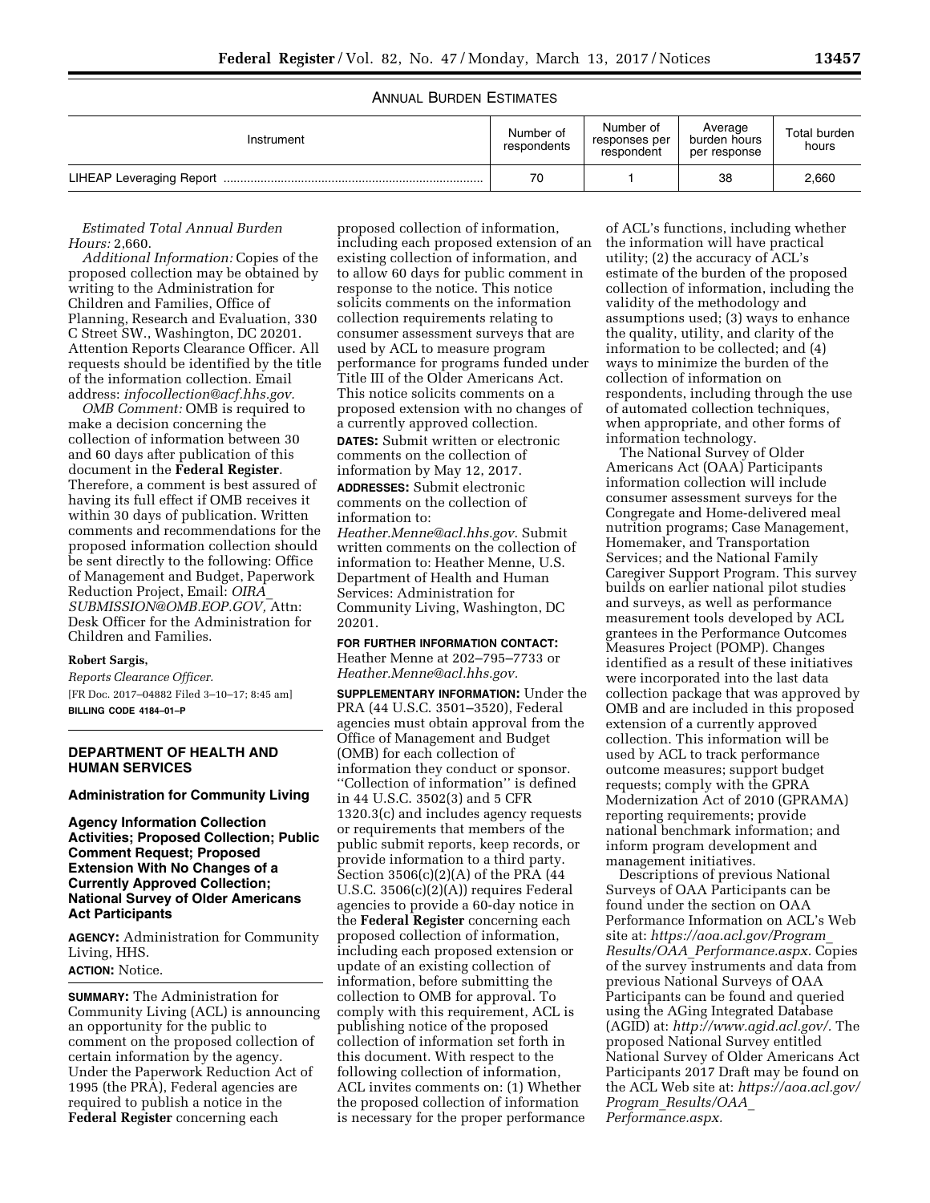ANNUAL BURDEN ESTIMATES

| Instrument | Number of respondents | Number of responses per respondent | Average burden hours per response | Total burden hours |
| --- | --- | --- | --- | --- |
| LIHEAP Leveraging Report | 70 | 1 | 38 | 2,660 |

*Estimated Total Annual Burden Hours:* 2,660.

*Additional Information:* Copies of the proposed collection may be obtained by writing to the Administration for Children and Families, Office of Planning, Research and Evaluation, 330 C Street SW., Washington, DC 20201. Attention Reports Clearance Officer. All requests should be identified by the title of the information collection. Email address: *infocollection@acf.hhs.gov.*

*OMB Comment:* OMB is required to make a decision concerning the collection of information between 30 and 60 days after publication of this document in the **Federal Register**. Therefore, a comment is best assured of having its full effect if OMB receives it within 30 days of publication. Written comments and recommendations for the proposed information collection should be sent directly to the following: Office of Management and Budget, Paperwork Reduction Project, Email: *OIRA_SUBMISSION@OMB.EOP.GOV,* Attn: Desk Officer for the Administration for Children and Families.

**Robert Sargis,**

*Reports Clearance Officer.*

[FR Doc. 2017–04882 Filed 3–10–17; 8:45 am]

**BILLING CODE 4184–01–P**

## DEPARTMENT OF HEALTH AND HUMAN SERVICES

### Administration for Community Living

### Agency Information Collection Activities; Proposed Collection; Public Comment Request; Proposed Extension With No Changes of a Currently Approved Collection; National Survey of Older Americans Act Participants

**AGENCY:** Administration for Community Living, HHS.

**ACTION:** Notice.

**SUMMARY:** The Administration for Community Living (ACL) is announcing an opportunity for the public to comment on the proposed collection of certain information by the agency. Under the Paperwork Reduction Act of 1995 (the PRA), Federal agencies are required to publish a notice in the **Federal Register** concerning each proposed collection of information, including each proposed extension of an existing collection of information, and to allow 60 days for public comment in response to the notice. This notice solicits comments on the information collection requirements relating to consumer assessment surveys that are used by ACL to measure program performance for programs funded under Title III of the Older Americans Act. This notice solicits comments on a proposed extension with no changes of a currently approved collection.

**DATES:** Submit written or electronic comments on the collection of information by May 12, 2017.

**ADDRESSES:** Submit electronic comments on the collection of information to: *Heather.Menne@acl.hhs.gov*. Submit written comments on the collection of information to: Heather Menne, U.S. Department of Health and Human Services: Administration for Community Living, Washington, DC 20201.

**FOR FURTHER INFORMATION CONTACT:** Heather Menne at 202–795–7733 or *Heather.Menne@acl.hhs.gov.*

**SUPPLEMENTARY INFORMATION:** Under the PRA (44 U.S.C. 3501–3520), Federal agencies must obtain approval from the Office of Management and Budget (OMB) for each collection of information they conduct or sponsor. "Collection of information" is defined in 44 U.S.C. 3502(3) and 5 CFR 1320.3(c) and includes agency requests or requirements that members of the public submit reports, keep records, or provide information to a third party. Section 3506(c)(2)(A) of the PRA (44 U.S.C. 3506(c)(2)(A)) requires Federal agencies to provide a 60-day notice in the **Federal Register** concerning each proposed collection of information, including each proposed extension or update of an existing collection of information, before submitting the collection to OMB for approval. To comply with this requirement, ACL is publishing notice of the proposed collection of information set forth in this document. With respect to the following collection of information, ACL invites comments on: (1) Whether the proposed collection of information is necessary for the proper performance of ACL's functions, including whether the information will have practical utility; (2) the accuracy of ACL's estimate of the burden of the proposed collection of information, including the validity of the methodology and assumptions used; (3) ways to enhance the quality, utility, and clarity of the information to be collected; and (4) ways to minimize the burden of the collection of information on respondents, including through the use of automated collection techniques, when appropriate, and other forms of information technology.

The National Survey of Older Americans Act (OAA) Participants information collection will include consumer assessment surveys for the Congregate and Home-delivered meal nutrition programs; Case Management, Homemaker, and Transportation Services; and the National Family Caregiver Support Program. This survey builds on earlier national pilot studies and surveys, as well as performance measurement tools developed by ACL grantees in the Performance Outcomes Measures Project (POMP). Changes identified as a result of these initiatives were incorporated into the last data collection package that was approved by OMB and are included in this proposed extension of a currently approved collection. This information will be used by ACL to track performance outcome measures; support budget requests; comply with the GPRA Modernization Act of 2010 (GPRAMA) reporting requirements; provide national benchmark information; and inform program development and management initiatives.

Descriptions of previous National Surveys of OAA Participants can be found under the section on OAA Performance Information on ACL's Web site at: *https://aoa.acl.gov/Program_Results/OAA_Performance.aspx.* Copies of the survey instruments and data from previous National Surveys of OAA Participants can be found and queried using the AGing Integrated Database (AGID) at: *http://www.agid.acl.gov/.* The proposed National Survey entitled National Survey of Older Americans Act Participants 2017 Draft may be found on the ACL Web site at: *https://aoa.acl.gov/Program_Results/OAA_Performance.aspx.*